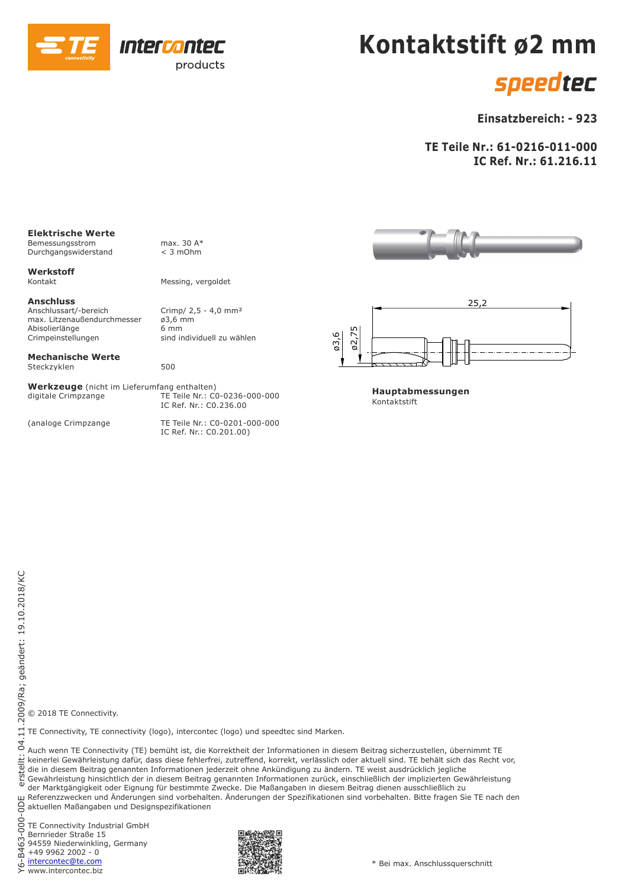# Kontaktstift ø2 mm

speedtec

**Einsatzbereich: - 923**

**TE Teile Nr.: 61-0216-011-000**
**IC Ref. Nr.: 61.216.11**

### Elektrische Werte

| | |
|---|---|
| Bemessungsstrom | max. 30 A* |
| Durchgangswiderstand | < 3 mOhm |

### Werkstoff

| | |
|---|---|
| Kontakt | Messing, vergoldet |

### Anschluss

| | |
|---|---|
| Anschlussart/-bereich | Crimp/ 2,5 - 4,0 mm² |
| max. Litzenaußendurchmesser | ø3,6 mm |
| Abisolierlänge | 6 mm |
| Crimpeinstellungen | sind individuell zu wählen |

### Mechanische Werte

| | |
|---|---|
| Steckzyklen | 500 |

**Werkzeuge** (nicht im Lieferumfang enthalten)

| | |
|---|---|
| digitale Crimpzange | TE Teile Nr.: C0-0236-000-000<br>IC Ref. Nr.: C0.236.00 |
| (analoge Crimpzange | TE Teile Nr.: C0-0201-000-000<br>IC Ref. Nr.: C0.201.00) |

25,2
ø3,6
ø2,75

**Hauptabmessungen**
Kontaktstift

\* Bei max. Anschlussquerschnitt

© 2018 TE Connectivity.

TE Connectivity, TE connectivity (logo), intercontec (logo) und speedtec sind Marken.

Auch wenn TE Connectivity (TE) bemüht ist, die Korrektheit der Informationen in diesem Beitrag sicherzustellen, übernimmt TE keinerlei Gewährleistung dafür, dass diese fehlerfrei, zutreffend, korrekt, verlässlich oder aktuell sind. TE behält sich das Recht vor, die in diesem Beitrag genannten Informationen jederzeit ohne Ankündigung zu ändern. TE weist ausdrücklich jegliche Gewährleistung hinsichtlich der in diesem Beitrag genannten Informationen zurück, einschließlich der impliziten Gewährleistung der Marktgängigkeit oder Eignung für bestimmte Zwecke. Die Maßangaben in diesem Beitrag dienen ausschließlich zu Referenzzwecken und Änderungen sind vorbehalten. Änderungen der Spezifikationen sind vorbehalten. Bitte fragen Sie TE nach den aktuellen Maßangaben und Designspezifikationen

TE Connectivity Industrial GmbH
Bernrieder Straße 15
94559 Niederwinkling, Germany
+49 9962 2002 - 0
intercontec@te.com
www.intercontec.biz

Y6-B463-000-0DE erstellt: 04.11.2009/Ra; geändert: 19.10.2018/KC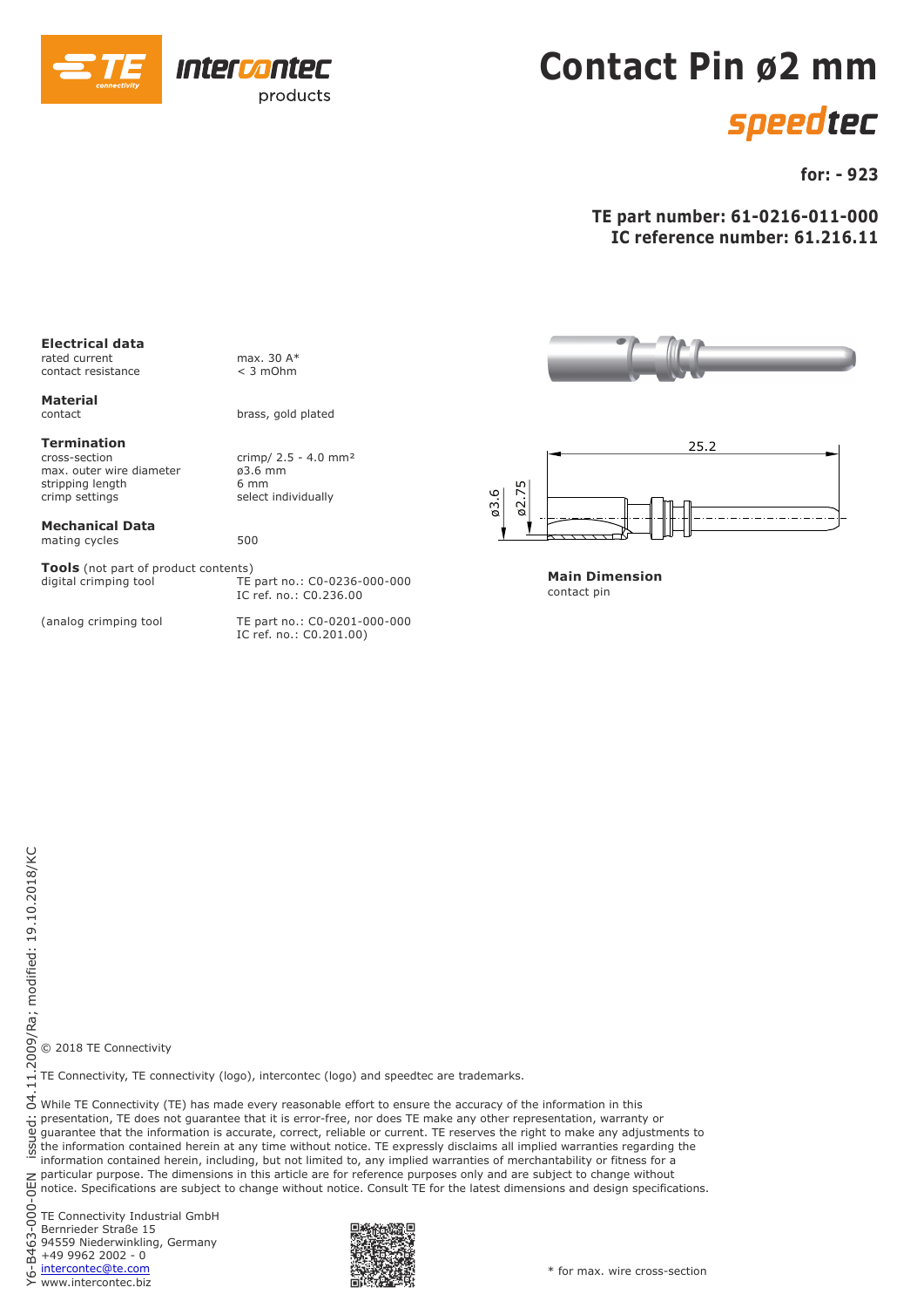# Contact Pin ø2 mm

## speedtec

**for: - 923**

**TE part number: 61-0216-011-000**
**IC reference number: 61.216.11**

### Electrical data

| | |
|---|---|
| rated current | max. 30 A* |
| contact resistance | < 3 mOhm |

### Material

| | |
|---|---|
| contact | brass, gold plated |

### Termination

| | |
|---|---|
| cross-section | crimp/ 2.5 - 4.0 mm² |
| max. outer wire diameter | ø3.6 mm |
| stripping length | 6 mm |
| crimp settings | select individually |

### Mechanical Data

| | |
|---|---|
| mating cycles | 500 |

**Tools** (not part of product contents)

| | |
|---|---|
| digital crimping tool | TE part no.: C0-0236-000-000<br>IC ref. no.: C0.236.00 |
| (analog crimping tool | TE part no.: C0-0201-000-000<br>IC ref. no.: C0.201.00) |

25.2

ø3.6

ø2.75

**Main Dimension**
contact pin

© 2018 TE Connectivity

TE Connectivity, TE connectivity (logo), intercontec (logo) and speedtec are trademarks.

While TE Connectivity (TE) has made every reasonable effort to ensure the accuracy of the information in this presentation, TE does not guarantee that it is error-free, nor does TE make any other representation, warranty or guarantee that the information is accurate, correct, reliable or current. TE reserves the right to make any adjustments to the information contained herein at any time without notice. TE expressly disclaims all implied warranties regarding the information contained herein, including, but not limited to, any implied warranties of merchantability or fitness for a particular purpose. The dimensions in this article are for reference purposes only and are subject to change without notice. Specifications are subject to change without notice. Consult TE for the latest dimensions and design specifications.

TE Connectivity Industrial GmbH
Bernrieder Straße 15
94559 Niederwinkling, Germany
+49 9962 2002 - 0
intercontec@te.com
www.intercontec.biz

\* for max. wire cross-section

Y6-B463-000-0EN issued: 04.11.2009/Ra; modified: 19.10.2018/KC